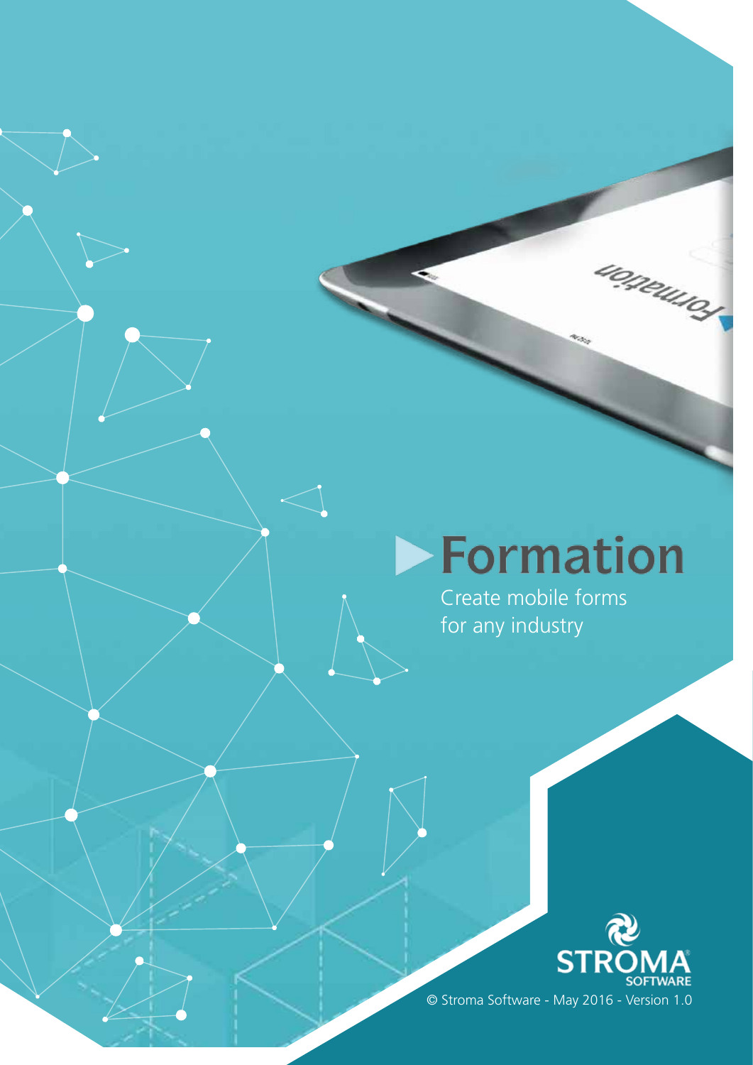# Formation

Create mobile forms for any industry

STROMA SOFTWARE

© Stroma Software - May 2016 - Version 1.0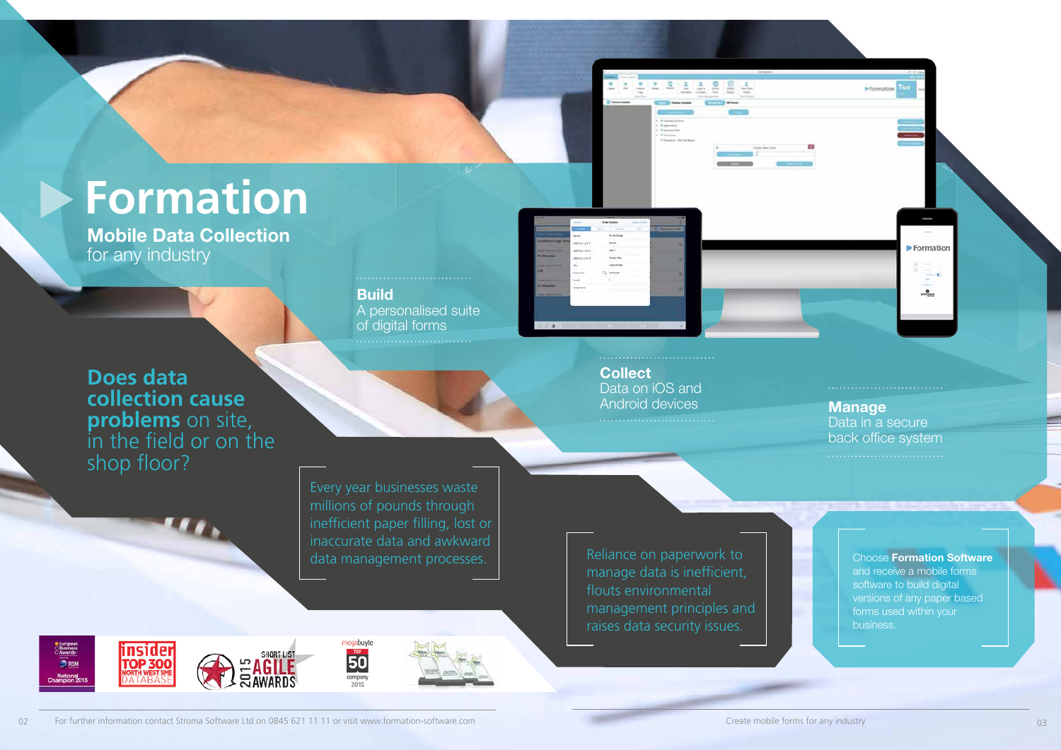# Formation

## Mobile Data Collection
for any industry

**Build**
A personalised suite of digital forms

**Collect**
Data on iOS and Android devices

**Manage**
Data in a secure back office system

## Does data collection cause problems on site, in the field or on the shop floor?

Every year businesses waste millions of pounds through inefficient paper filling, lost or inaccurate data and awkward data management processes.

Reliance on paperwork to manage data is inefficient, flouts environmental management principles and raises data security issues.

Choose **Formation Software** and receive a mobile forms software to build digital versions of any paper based forms used within your business.

For further information contact Stroma Software Ltd on 0845 621 11 11 or visit www.formation-software.com

Create mobile forms for any industry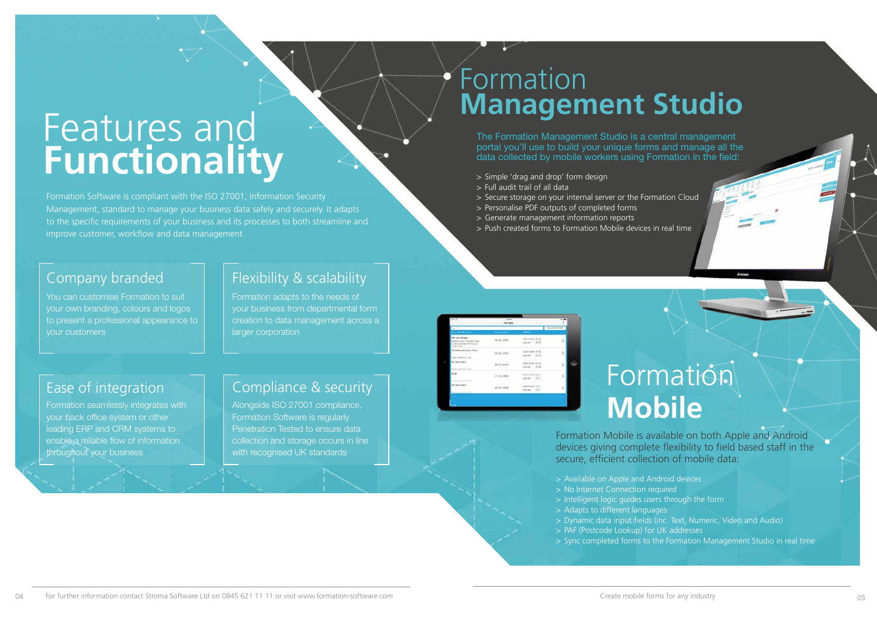# Features and **Functionality**

Formation Software is compliant with the ISO 27001, Information Security Management, standard to manage your business data safely and securely. It adapts to the specific requirements of your business and its processes to both streamline and improve customer, workflow and data management.

## Company branded

You can customise Formation to suit your own branding, colours and logos to present a professional appearance to your customers

## Flexibility & scalability

Formation adapts to the needs of your business from departmental form creation to data management across a larger corporation

## Ease of integration

Formation seamlessly integrates with your back office system or other leading ERP and CRM systems to enable a reliable flow of information throughout your business

## Compliance & security

Alongside ISO 27001 compliance, Formation Software is regularly Penetration Tested to ensure data collection and storage occurs in line with recognised UK standards

# Formation **Management Studio**

The Formation Management Studio is a central management portal you'll use to build your unique forms and manage all the data collected by mobile workers using Formation in the field:

> Simple 'drag and drop' form design
> Full audit trail of all data
> Secure storage on your internal server or the Formation Cloud
> Personalise PDF outputs of completed forms
> Generate management information reports
> Push created forms to Formation Mobile devices in real time

# Formation **Mobile**

Formation Mobile is available on both Apple and Android devices giving complete flexibility to field based staff in the secure, efficient collection of mobile data:

> Available on Apple and Android devices
> No Internet Connection required
> Intelligent logic guides users through the form
> Adapts to different languages
> Dynamic data input fields (inc. Text, Numeric, Video and Audio)
> PAF (Postcode Lookup) for UK addresses
> Sync completed forms to the Formation Management Studio in real time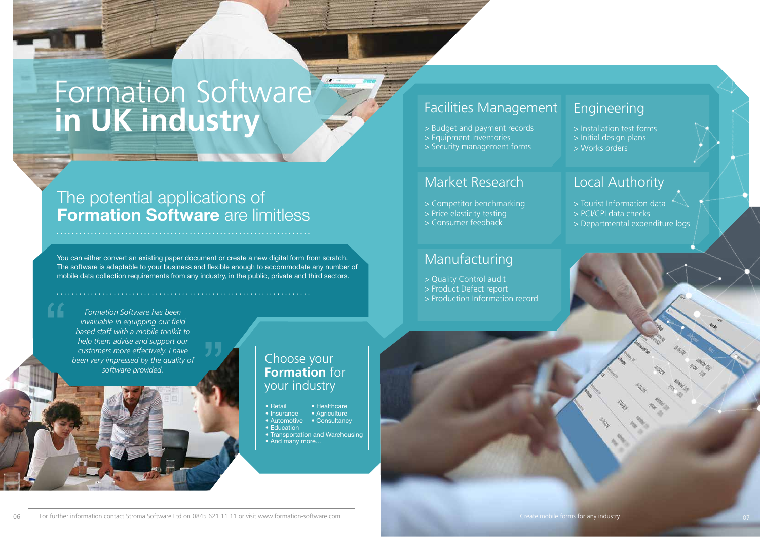# Formation Software **in UK industry**

## The potential applications of **Formation Software** are limitless

You can either convert an existing paper document or create a new digital form from scratch. The software is adaptable to your business and flexible enough to accommodate any number of mobile data collection requirements from any industry, in the public, private and third sectors.

> *Formation Software has been invaluable in equipping our field based staff with a mobile toolkit to help them advise and support our customers more effectively. I have been very impressed by the quality of software provided.*

### Choose your **Formation** for your industry

- Retail
- Insurance
- Automotive
- Education
- Transportation and Warehousing
- And many more…
- Healthcare
- Agriculture
- Consultancy

### Facilities Management

> Budget and payment records
> Equipment inventories
> Security management forms

### Engineering

> Installation test forms
> Initial design plans
> Works orders

### Market Research

> Competitor benchmarking
> Price elasticity testing
> Consumer feedback

### Local Authority

> Tourist Information data
> PCI/CPI data checks
> Departmental expenditure logs

### Manufacturing

> Quality Control audit
> Product Defect report
> Production Information record

For further information contact Stroma Software Ltd on 0845 621 11 11 or visit www.formation-software.com

Create mobile forms for any industry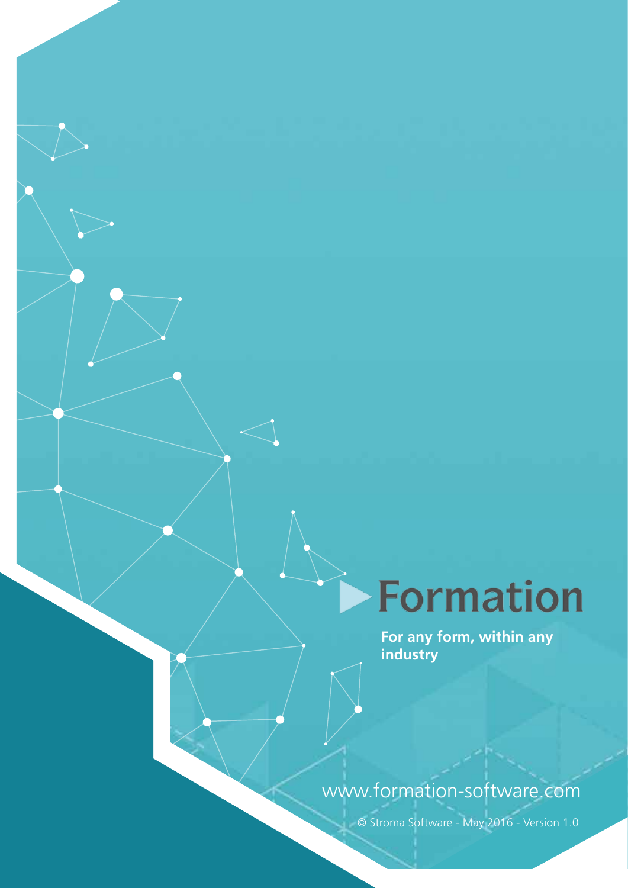# Formation

**For any form, within any industry**

www.formation-software.com

© Stroma Software - May 2016 - Version 1.0